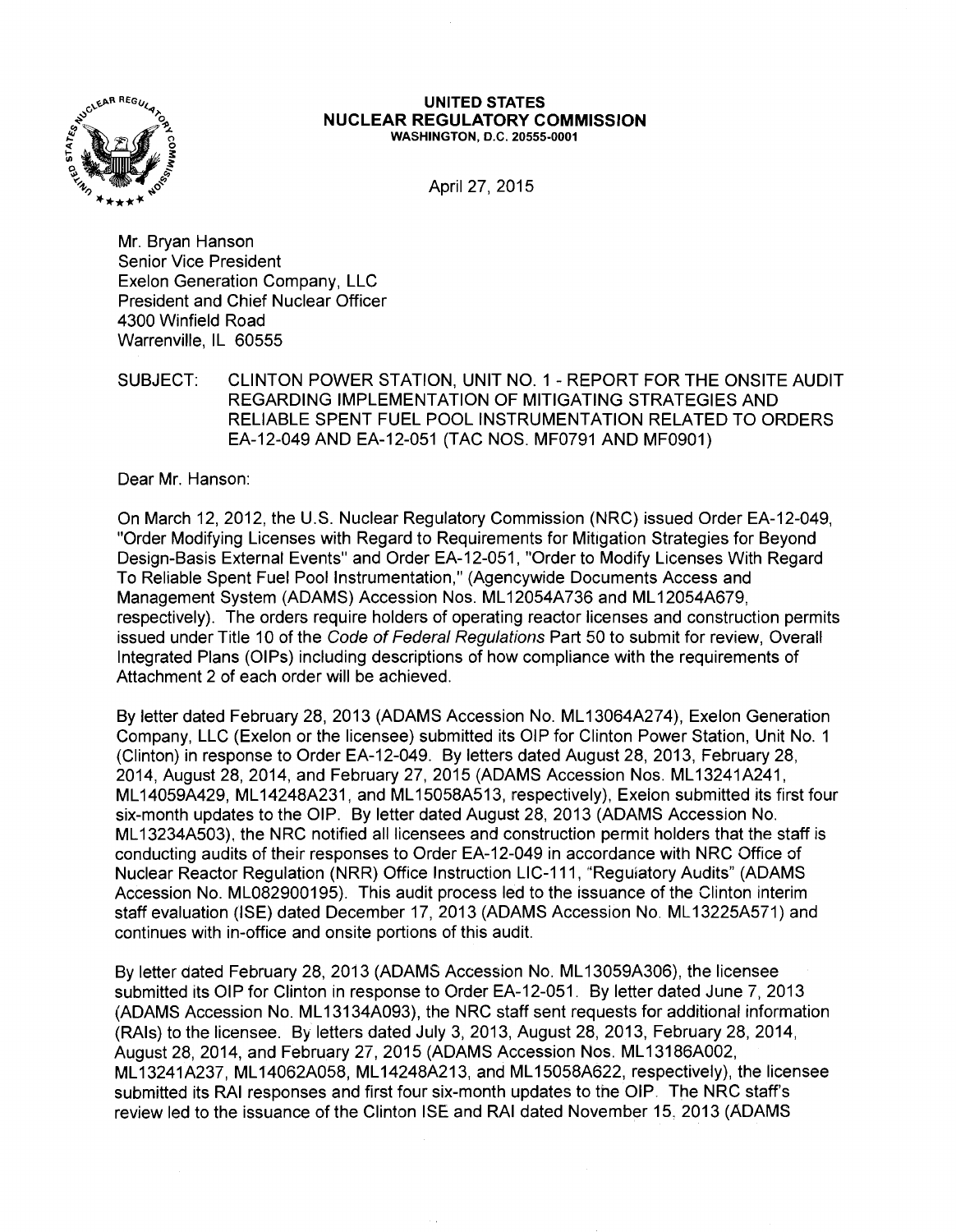**UNITED STATES**
**NUCLEAR REGULATORY COMMISSION**
WASHINGTON, D.C. 20555-0001

April 27, 2015

Mr. Bryan Hanson
Senior Vice President
Exelon Generation Company, LLC
President and Chief Nuclear Officer
4300 Winfield Road
Warrenville, IL 60555

SUBJECT: CLINTON POWER STATION, UNIT NO. 1 - REPORT FOR THE ONSITE AUDIT REGARDING IMPLEMENTATION OF MITIGATING STRATEGIES AND RELIABLE SPENT FUEL POOL INSTRUMENTATION RELATED TO ORDERS EA-12-049 AND EA-12-051 (TAC NOS. MF0791 AND MF0901)

Dear Mr. Hanson:

On March 12, 2012, the U.S. Nuclear Regulatory Commission (NRC) issued Order EA-12-049, "Order Modifying Licenses with Regard to Requirements for Mitigation Strategies for Beyond Design-Basis External Events" and Order EA-12-051, "Order to Modify Licenses With Regard To Reliable Spent Fuel Pool Instrumentation," (Agencywide Documents Access and Management System (ADAMS) Accession Nos. ML12054A736 and ML12054A679, respectively). The orders require holders of operating reactor licenses and construction permits issued under Title 10 of the *Code of Federal Regulations* Part 50 to submit for review, Overall Integrated Plans (OIPs) including descriptions of how compliance with the requirements of Attachment 2 of each order will be achieved.

By letter dated February 28, 2013 (ADAMS Accession No. ML13064A274), Exelon Generation Company, LLC (Exelon or the licensee) submitted its OIP for Clinton Power Station, Unit No. 1 (Clinton) in response to Order EA-12-049. By letters dated August 28, 2013, February 28, 2014, August 28, 2014, and February 27, 2015 (ADAMS Accession Nos. ML13241A241, ML14059A429, ML14248A231, and ML15058A513, respectively), Exelon submitted its first four six-month updates to the OIP. By letter dated August 28, 2013 (ADAMS Accession No. ML13234A503), the NRC notified all licensees and construction permit holders that the staff is conducting audits of their responses to Order EA-12-049 in accordance with NRC Office of Nuclear Reactor Regulation (NRR) Office Instruction LIC-111, "Regulatory Audits" (ADAMS Accession No. ML082900195). This audit process led to the issuance of the Clinton interim staff evaluation (ISE) dated December 17, 2013 (ADAMS Accession No. ML13225A571) and continues with in-office and onsite portions of this audit.

By letter dated February 28, 2013 (ADAMS Accession No. ML13059A306), the licensee submitted its OIP for Clinton in response to Order EA-12-051. By letter dated June 7, 2013 (ADAMS Accession No. ML13134A093), the NRC staff sent requests for additional information (RAIs) to the licensee. By letters dated July 3, 2013, August 28, 2013, February 28, 2014, August 28, 2014, and February 27, 2015 (ADAMS Accession Nos. ML13186A002, ML13241A237, ML14062A058, ML14248A213, and ML15058A622, respectively), the licensee submitted its RAI responses and first four six-month updates to the OIP. The NRC staff's review led to the issuance of the Clinton ISE and RAI dated November 15, 2013 (ADAMS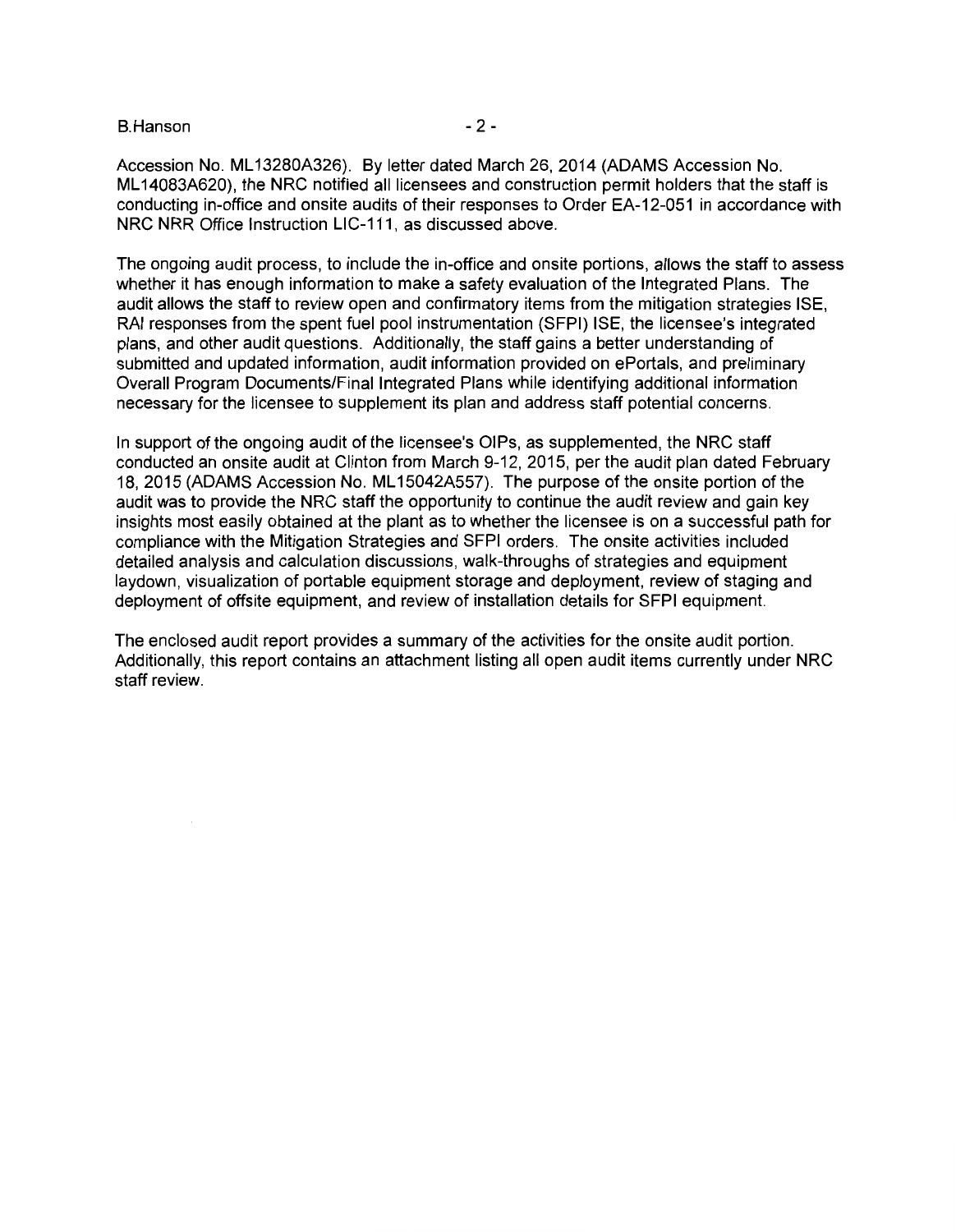Accession No. ML13280A326). By letter dated March 26, 2014 (ADAMS Accession No. ML14083A620), the NRC notified all licensees and construction permit holders that the staff is conducting in-office and onsite audits of their responses to Order EA-12-051 in accordance with NRC NRR Office Instruction LIC-111, as discussed above.

The ongoing audit process, to include the in-office and onsite portions, allows the staff to assess whether it has enough information to make a safety evaluation of the Integrated Plans. The audit allows the staff to review open and confirmatory items from the mitigation strategies ISE, RAI responses from the spent fuel pool instrumentation (SFPI) ISE, the licensee's integrated plans, and other audit questions. Additionally, the staff gains a better understanding of submitted and updated information, audit information provided on ePortals, and preliminary Overall Program Documents/Final Integrated Plans while identifying additional information necessary for the licensee to supplement its plan and address staff potential concerns.

In support of the ongoing audit of the licensee's OIPs, as supplemented, the NRC staff conducted an onsite audit at Clinton from March 9-12, 2015, per the audit plan dated February 18, 2015 (ADAMS Accession No. ML15042A557). The purpose of the onsite portion of the audit was to provide the NRC staff the opportunity to continue the audit review and gain key insights most easily obtained at the plant as to whether the licensee is on a successful path for compliance with the Mitigation Strategies and SFPI orders. The onsite activities included detailed analysis and calculation discussions, walk-throughs of strategies and equipment laydown, visualization of portable equipment storage and deployment, review of staging and deployment of offsite equipment, and review of installation details for SFPI equipment.

The enclosed audit report provides a summary of the activities for the onsite audit portion. Additionally, this report contains an attachment listing all open audit items currently under NRC staff review.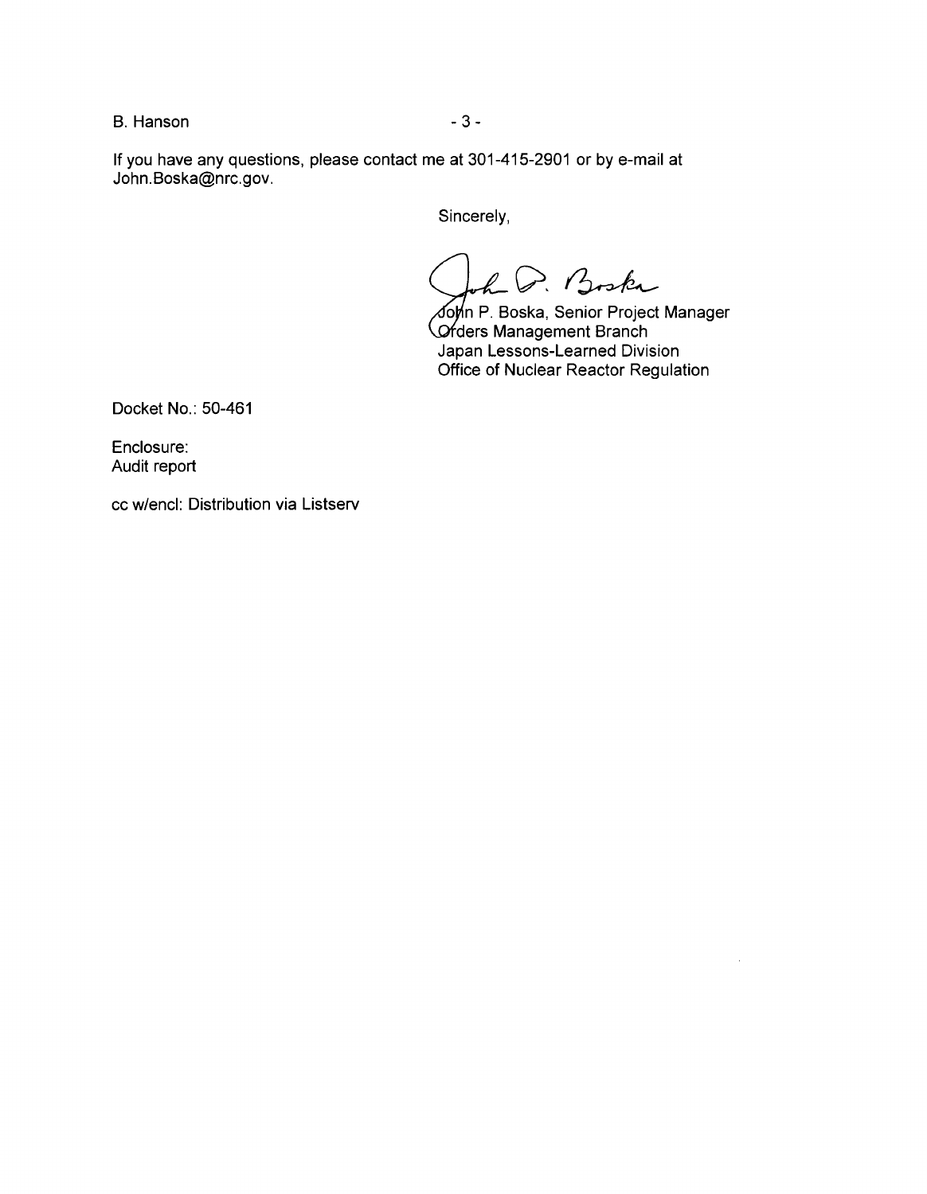If you have any questions, please contact me at 301-415-2901 or by e-mail at John.Boska@nrc.gov.

Sincerely,

John P. Boska, Senior Project Manager
Orders Management Branch
Japan Lessons-Learned Division
Office of Nuclear Reactor Regulation

Docket No.: 50-461

Enclosure:
Audit report

cc w/encl: Distribution via Listserv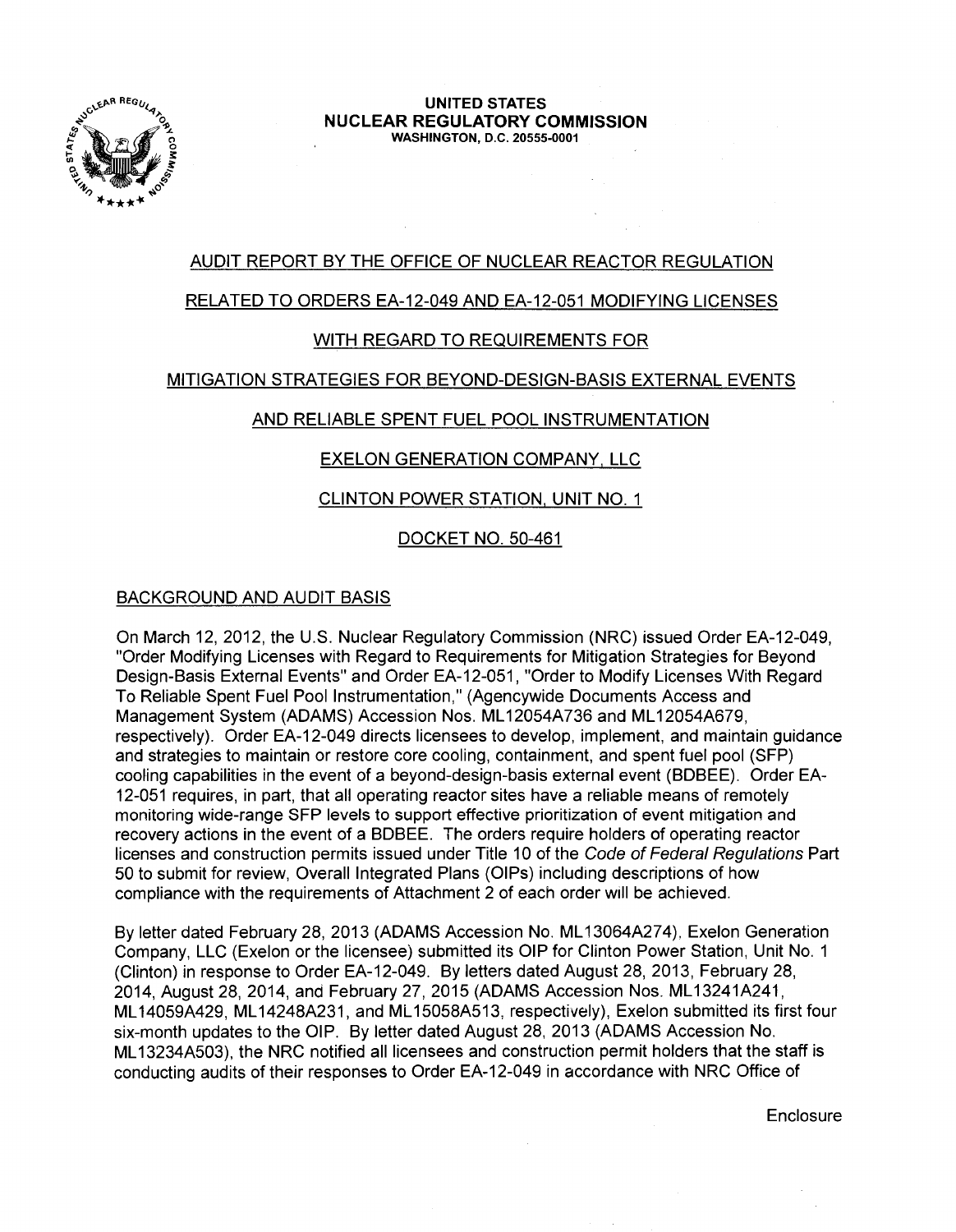**UNITED STATES**
**NUCLEAR REGULATORY COMMISSION**
WASHINGTON, D.C. 20555-0001

AUDIT REPORT BY THE OFFICE OF NUCLEAR REACTOR REGULATION

RELATED TO ORDERS EA-12-049 AND EA-12-051 MODIFYING LICENSES

WITH REGARD TO REQUIREMENTS FOR

MITIGATION STRATEGIES FOR BEYOND-DESIGN-BASIS EXTERNAL EVENTS

AND RELIABLE SPENT FUEL POOL INSTRUMENTATION

EXELON GENERATION COMPANY, LLC

CLINTON POWER STATION, UNIT NO. 1

DOCKET NO. 50-461

BACKGROUND AND AUDIT BASIS

On March 12, 2012, the U.S. Nuclear Regulatory Commission (NRC) issued Order EA-12-049, "Order Modifying Licenses with Regard to Requirements for Mitigation Strategies for Beyond Design-Basis External Events" and Order EA-12-051, "Order to Modify Licenses With Regard To Reliable Spent Fuel Pool Instrumentation," (Agencywide Documents Access and Management System (ADAMS) Accession Nos. ML12054A736 and ML12054A679, respectively). Order EA-12-049 directs licensees to develop, implement, and maintain guidance and strategies to maintain or restore core cooling, containment, and spent fuel pool (SFP) cooling capabilities in the event of a beyond-design-basis external event (BDBEE). Order EA-12-051 requires, in part, that all operating reactor sites have a reliable means of remotely monitoring wide-range SFP levels to support effective prioritization of event mitigation and recovery actions in the event of a BDBEE. The orders require holders of operating reactor licenses and construction permits issued under Title 10 of the *Code of Federal Regulations* Part 50 to submit for review, Overall Integrated Plans (OIPs) including descriptions of how compliance with the requirements of Attachment 2 of each order will be achieved.

By letter dated February 28, 2013 (ADAMS Accession No. ML13064A274), Exelon Generation Company, LLC (Exelon or the licensee) submitted its OIP for Clinton Power Station, Unit No. 1 (Clinton) in response to Order EA-12-049. By letters dated August 28, 2013, February 28, 2014, August 28, 2014, and February 27, 2015 (ADAMS Accession Nos. ML13241A241, ML14059A429, ML14248A231, and ML15058A513, respectively), Exelon submitted its first four six-month updates to the OIP. By letter dated August 28, 2013 (ADAMS Accession No. ML13234A503), the NRC notified all licensees and construction permit holders that the staff is conducting audits of their responses to Order EA-12-049 in accordance with NRC Office of

Enclosure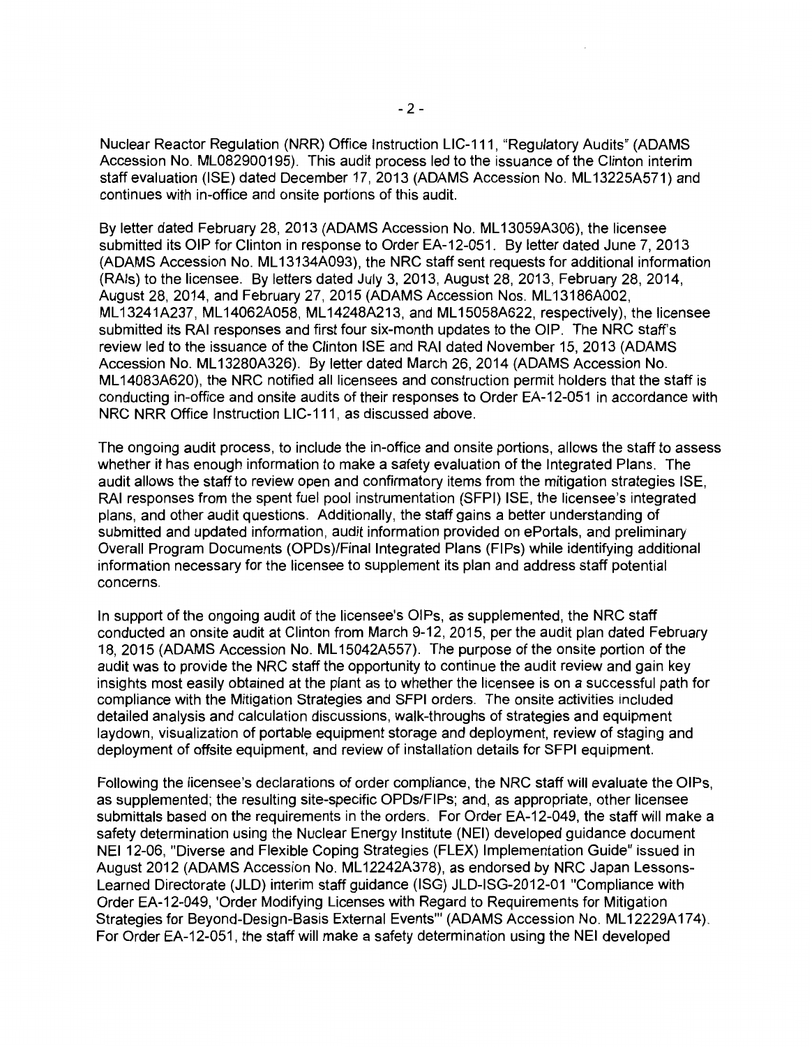Nuclear Reactor Regulation (NRR) Office Instruction LIC-111, "Regulatory Audits" (ADAMS Accession No. ML082900195). This audit process led to the issuance of the Clinton interim staff evaluation (ISE) dated December 17, 2013 (ADAMS Accession No. ML13225A571) and continues with in-office and onsite portions of this audit.

By letter dated February 28, 2013 (ADAMS Accession No. ML13059A306), the licensee submitted its OIP for Clinton in response to Order EA-12-051. By letter dated June 7, 2013 (ADAMS Accession No. ML13134A093), the NRC staff sent requests for additional information (RAIs) to the licensee. By letters dated July 3, 2013, August 28, 2013, February 28, 2014, August 28, 2014, and February 27, 2015 (ADAMS Accession Nos. ML13186A002, ML13241A237, ML14062A058, ML14248A213, and ML15058A622, respectively), the licensee submitted its RAI responses and first four six-month updates to the OIP. The NRC staff's review led to the issuance of the Clinton ISE and RAI dated November 15, 2013 (ADAMS Accession No. ML13280A326). By letter dated March 26, 2014 (ADAMS Accession No. ML14083A620), the NRC notified all licensees and construction permit holders that the staff is conducting in-office and onsite audits of their responses to Order EA-12-051 in accordance with NRC NRR Office Instruction LIC-111, as discussed above.

The ongoing audit process, to include the in-office and onsite portions, allows the staff to assess whether it has enough information to make a safety evaluation of the Integrated Plans. The audit allows the staff to review open and confirmatory items from the mitigation strategies ISE, RAI responses from the spent fuel pool instrumentation (SFPI) ISE, the licensee's integrated plans, and other audit questions. Additionally, the staff gains a better understanding of submitted and updated information, audit information provided on ePortals, and preliminary Overall Program Documents (OPDs)/Final Integrated Plans (FIPs) while identifying additional information necessary for the licensee to supplement its plan and address staff potential concerns.

In support of the ongoing audit of the licensee's OIPs, as supplemented, the NRC staff conducted an onsite audit at Clinton from March 9-12, 2015, per the audit plan dated February 18, 2015 (ADAMS Accession No. ML15042A557). The purpose of the onsite portion of the audit was to provide the NRC staff the opportunity to continue the audit review and gain key insights most easily obtained at the plant as to whether the licensee is on a successful path for compliance with the Mitigation Strategies and SFPI orders. The onsite activities included detailed analysis and calculation discussions, walk-throughs of strategies and equipment laydown, visualization of portable equipment storage and deployment, review of staging and deployment of offsite equipment, and review of installation details for SFPI equipment.

Following the licensee's declarations of order compliance, the NRC staff will evaluate the OIPs, as supplemented; the resulting site-specific OPDs/FIPs; and, as appropriate, other licensee submittals based on the requirements in the orders. For Order EA-12-049, the staff will make a safety determination using the Nuclear Energy Institute (NEI) developed guidance document NEI 12-06, "Diverse and Flexible Coping Strategies (FLEX) Implementation Guide" issued in August 2012 (ADAMS Accession No. ML12242A378), as endorsed by NRC Japan Lessons-Learned Directorate (JLD) interim staff guidance (ISG) JLD-ISG-2012-01 "Compliance with Order EA-12-049, 'Order Modifying Licenses with Regard to Requirements for Mitigation Strategies for Beyond-Design-Basis External Events'" (ADAMS Accession No. ML12229A174). For Order EA-12-051, the staff will make a safety determination using the NEI developed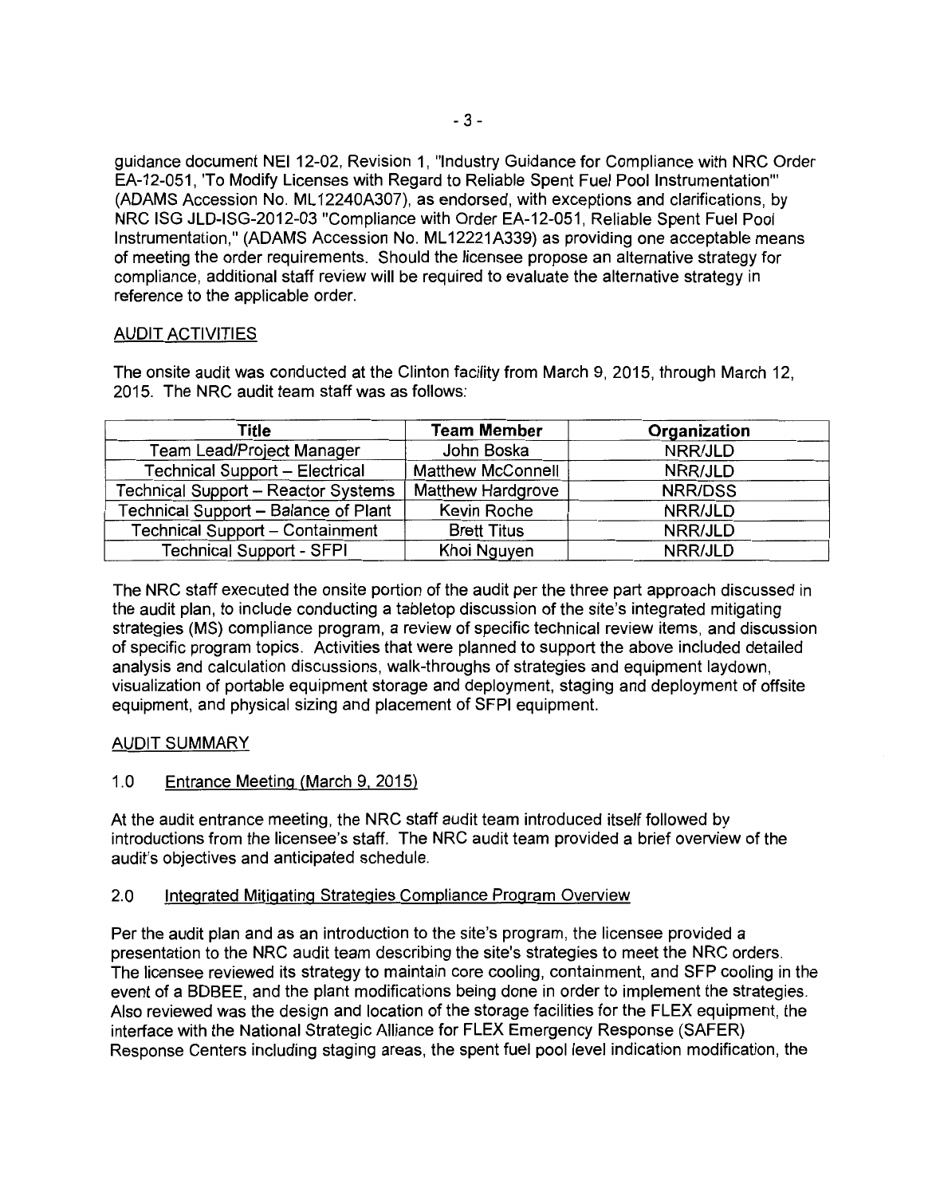guidance document NEI 12-02, Revision 1, "Industry Guidance for Compliance with NRC Order EA-12-051, 'To Modify Licenses with Regard to Reliable Spent Fuel Pool Instrumentation'" (ADAMS Accession No. ML12240A307), as endorsed, with exceptions and clarifications, by NRC ISG JLD-ISG-2012-03 "Compliance with Order EA-12-051, Reliable Spent Fuel Pool Instrumentation," (ADAMS Accession No. ML12221A339) as providing one acceptable means of meeting the order requirements. Should the licensee propose an alternative strategy for compliance, additional staff review will be required to evaluate the alternative strategy in reference to the applicable order.

## AUDIT ACTIVITIES

The onsite audit was conducted at the Clinton facility from March 9, 2015, through March 12, 2015. The NRC audit team staff was as follows:

| Title | Team Member | Organization |
|---|---|---|
| Team Lead/Project Manager | John Boska | NRR/JLD |
| Technical Support – Electrical | Matthew McConnell | NRR/JLD |
| Technical Support – Reactor Systems | Matthew Hardgrove | NRR/DSS |
| Technical Support – Balance of Plant | Kevin Roche | NRR/JLD |
| Technical Support – Containment | Brett Titus | NRR/JLD |
| Technical Support - SFPI | Khoi Nguyen | NRR/JLD |

The NRC staff executed the onsite portion of the audit per the three part approach discussed in the audit plan, to include conducting a tabletop discussion of the site's integrated mitigating strategies (MS) compliance program, a review of specific technical review items, and discussion of specific program topics. Activities that were planned to support the above included detailed analysis and calculation discussions, walk-throughs of strategies and equipment laydown, visualization of portable equipment storage and deployment, staging and deployment of offsite equipment, and physical sizing and placement of SFPI equipment.

## AUDIT SUMMARY

### 1.0 Entrance Meeting (March 9, 2015)

At the audit entrance meeting, the NRC staff audit team introduced itself followed by introductions from the licensee's staff. The NRC audit team provided a brief overview of the audit's objectives and anticipated schedule.

### 2.0 Integrated Mitigating Strategies Compliance Program Overview

Per the audit plan and as an introduction to the site's program, the licensee provided a presentation to the NRC audit team describing the site's strategies to meet the NRC orders. The licensee reviewed its strategy to maintain core cooling, containment, and SFP cooling in the event of a BDBEE, and the plant modifications being done in order to implement the strategies. Also reviewed was the design and location of the storage facilities for the FLEX equipment, the interface with the National Strategic Alliance for FLEX Emergency Response (SAFER) Response Centers including staging areas, the spent fuel pool level indication modification, the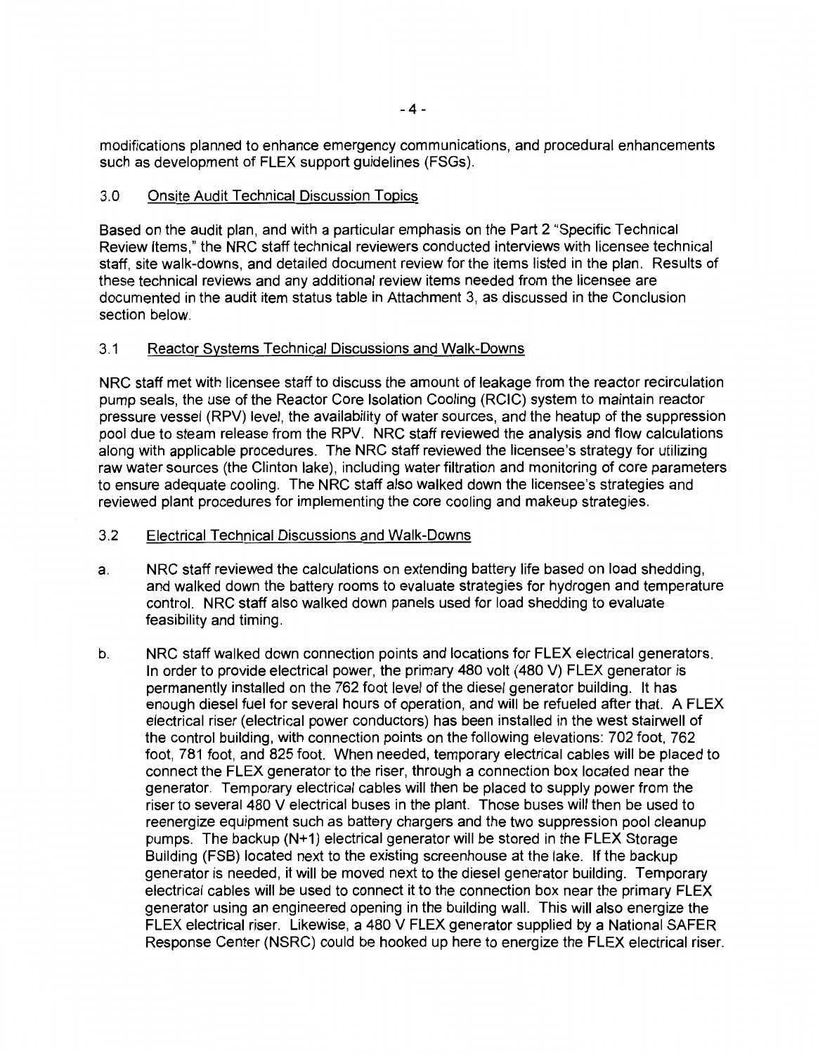modifications planned to enhance emergency communications, and procedural enhancements such as development of FLEX support guidelines (FSGs).

## 3.0 Onsite Audit Technical Discussion Topics

Based on the audit plan, and with a particular emphasis on the Part 2 "Specific Technical Review Items," the NRC staff technical reviewers conducted interviews with licensee technical staff, site walk-downs, and detailed document review for the items listed in the plan. Results of these technical reviews and any additional review items needed from the licensee are documented in the audit item status table in Attachment 3, as discussed in the Conclusion section below.

### 3.1 Reactor Systems Technical Discussions and Walk-Downs

NRC staff met with licensee staff to discuss the amount of leakage from the reactor recirculation pump seals, the use of the Reactor Core Isolation Cooling (RCIC) system to maintain reactor pressure vessel (RPV) level, the availability of water sources, and the heatup of the suppression pool due to steam release from the RPV. NRC staff reviewed the analysis and flow calculations along with applicable procedures. The NRC staff reviewed the licensee's strategy for utilizing raw water sources (the Clinton lake), including water filtration and monitoring of core parameters to ensure adequate cooling. The NRC staff also walked down the licensee's strategies and reviewed plant procedures for implementing the core cooling and makeup strategies.

### 3.2 Electrical Technical Discussions and Walk-Downs

a. NRC staff reviewed the calculations on extending battery life based on load shedding, and walked down the battery rooms to evaluate strategies for hydrogen and temperature control. NRC staff also walked down panels used for load shedding to evaluate feasibility and timing.

b. NRC staff walked down connection points and locations for FLEX electrical generators. In order to provide electrical power, the primary 480 volt (480 V) FLEX generator is permanently installed on the 762 foot level of the diesel generator building. It has enough diesel fuel for several hours of operation, and will be refueled after that. A FLEX electrical riser (electrical power conductors) has been installed in the west stairwell of the control building, with connection points on the following elevations: 702 foot, 762 foot, 781 foot, and 825 foot. When needed, temporary electrical cables will be placed to connect the FLEX generator to the riser, through a connection box located near the generator. Temporary electrical cables will then be placed to supply power from the riser to several 480 V electrical buses in the plant. Those buses will then be used to reenergize equipment such as battery chargers and the two suppression pool cleanup pumps. The backup (N+1) electrical generator will be stored in the FLEX Storage Building (FSB) located next to the existing screenhouse at the lake. If the backup generator is needed, it will be moved next to the diesel generator building. Temporary electrical cables will be used to connect it to the connection box near the primary FLEX generator using an engineered opening in the building wall. This will also energize the FLEX electrical riser. Likewise, a 480 V FLEX generator supplied by a National SAFER Response Center (NSRC) could be hooked up here to energize the FLEX electrical riser.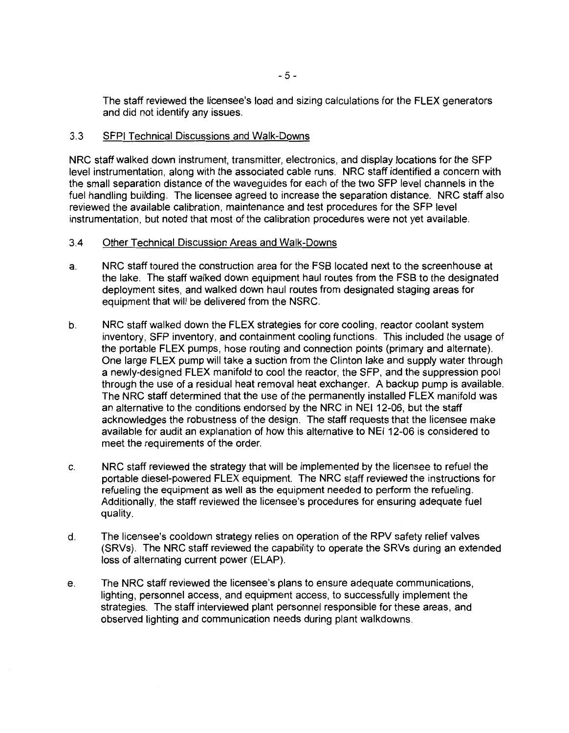The staff reviewed the licensee's load and sizing calculations for the FLEX generators and did not identify any issues.

### 3.3 SFPI Technical Discussions and Walk-Downs

NRC staff walked down instrument, transmitter, electronics, and display locations for the SFP level instrumentation, along with the associated cable runs. NRC staff identified a concern with the small separation distance of the waveguides for each of the two SFP level channels in the fuel handling building. The licensee agreed to increase the separation distance. NRC staff also reviewed the available calibration, maintenance and test procedures for the SFP level instrumentation, but noted that most of the calibration procedures were not yet available.

### 3.4 Other Technical Discussion Areas and Walk-Downs

a. NRC staff toured the construction area for the FSB located next to the screenhouse at the lake. The staff walked down equipment haul routes from the FSB to the designated deployment sites, and walked down haul routes from designated staging areas for equipment that will be delivered from the NSRC.

b. NRC staff walked down the FLEX strategies for core cooling, reactor coolant system inventory, SFP inventory, and containment cooling functions. This included the usage of the portable FLEX pumps, hose routing and connection points (primary and alternate). One large FLEX pump will take a suction from the Clinton lake and supply water through a newly-designed FLEX manifold to cool the reactor, the SFP, and the suppression pool through the use of a residual heat removal heat exchanger. A backup pump is available. The NRC staff determined that the use of the permanently installed FLEX manifold was an alternative to the conditions endorsed by the NRC in NEI 12-06, but the staff acknowledges the robustness of the design. The staff requests that the licensee make available for audit an explanation of how this alternative to NEI 12-06 is considered to meet the requirements of the order.

c. NRC staff reviewed the strategy that will be implemented by the licensee to refuel the portable diesel-powered FLEX equipment. The NRC staff reviewed the instructions for refueling the equipment as well as the equipment needed to perform the refueling. Additionally, the staff reviewed the licensee's procedures for ensuring adequate fuel quality.

d. The licensee's cooldown strategy relies on operation of the RPV safety relief valves (SRVs). The NRC staff reviewed the capability to operate the SRVs during an extended loss of alternating current power (ELAP).

e. The NRC staff reviewed the licensee's plans to ensure adequate communications, lighting, personnel access, and equipment access, to successfully implement the strategies. The staff interviewed plant personnel responsible for these areas, and observed lighting and communication needs during plant walkdowns.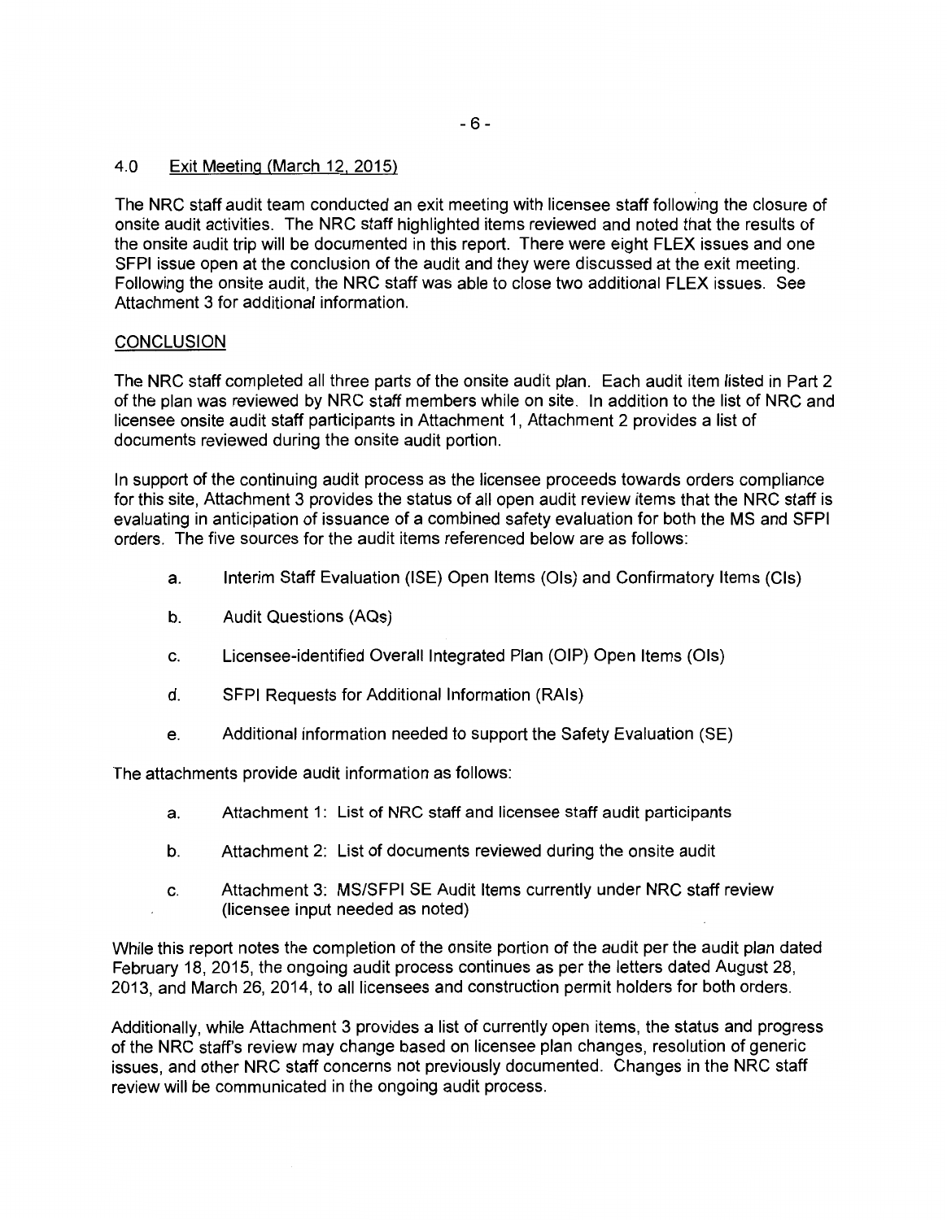## 4.0 Exit Meeting (March 12, 2015)

The NRC staff audit team conducted an exit meeting with licensee staff following the closure of onsite audit activities. The NRC staff highlighted items reviewed and noted that the results of the onsite audit trip will be documented in this report. There were eight FLEX issues and one SFPI issue open at the conclusion of the audit and they were discussed at the exit meeting. Following the onsite audit, the NRC staff was able to close two additional FLEX issues. See Attachment 3 for additional information.

## CONCLUSION

The NRC staff completed all three parts of the onsite audit plan. Each audit item listed in Part 2 of the plan was reviewed by NRC staff members while on site. In addition to the list of NRC and licensee onsite audit staff participants in Attachment 1, Attachment 2 provides a list of documents reviewed during the onsite audit portion.

In support of the continuing audit process as the licensee proceeds towards orders compliance for this site, Attachment 3 provides the status of all open audit review items that the NRC staff is evaluating in anticipation of issuance of a combined safety evaluation for both the MS and SFPI orders. The five sources for the audit items referenced below are as follows:

a. Interim Staff Evaluation (ISE) Open Items (OIs) and Confirmatory Items (CIs)

b. Audit Questions (AQs)

c. Licensee-identified Overall Integrated Plan (OIP) Open Items (OIs)

d. SFPI Requests for Additional Information (RAIs)

e. Additional information needed to support the Safety Evaluation (SE)

The attachments provide audit information as follows:

a. Attachment 1: List of NRC staff and licensee staff audit participants

b. Attachment 2: List of documents reviewed during the onsite audit

c. Attachment 3: MS/SFPI SE Audit Items currently under NRC staff review (licensee input needed as noted)

While this report notes the completion of the onsite portion of the audit per the audit plan dated February 18, 2015, the ongoing audit process continues as per the letters dated August 28, 2013, and March 26, 2014, to all licensees and construction permit holders for both orders.

Additionally, while Attachment 3 provides a list of currently open items, the status and progress of the NRC staff's review may change based on licensee plan changes, resolution of generic issues, and other NRC staff concerns not previously documented. Changes in the NRC staff review will be communicated in the ongoing audit process.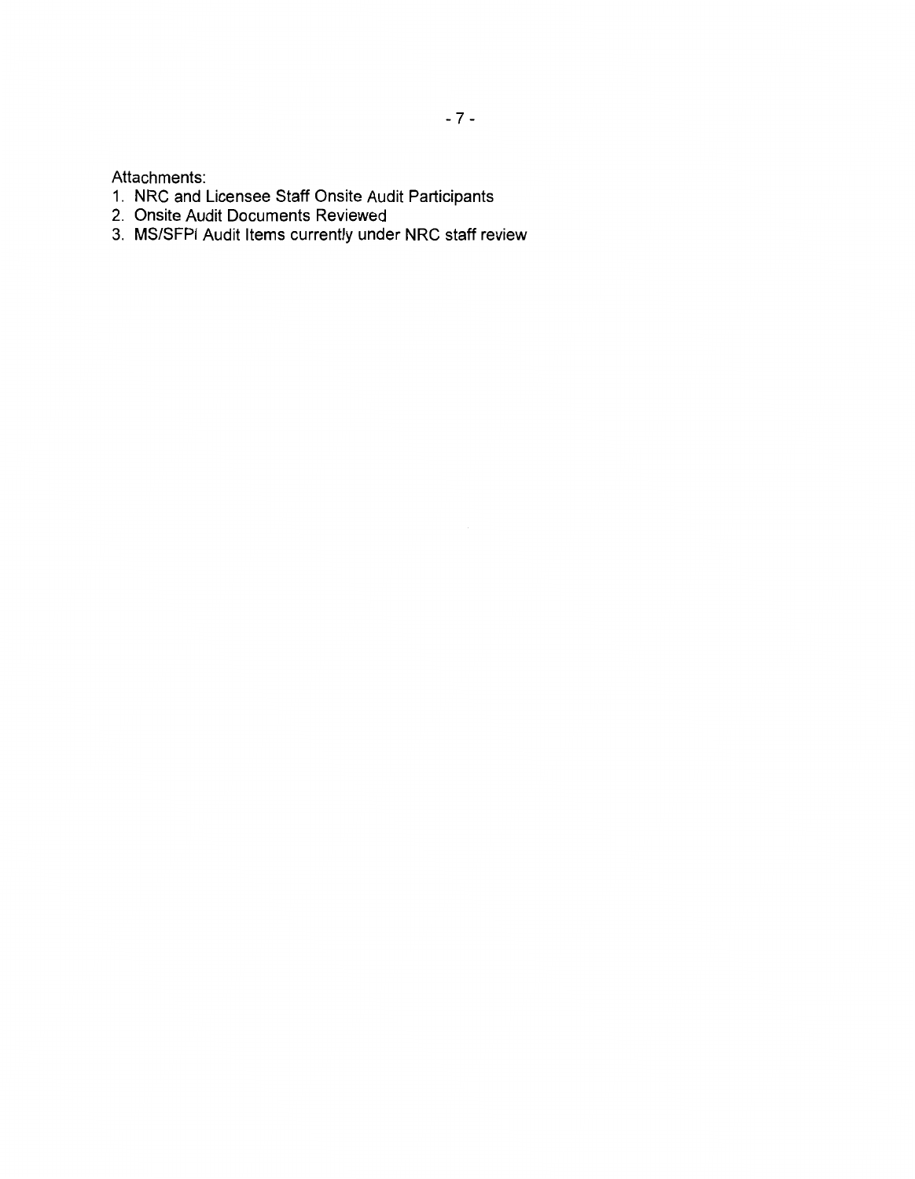Attachments:

1. NRC and Licensee Staff Onsite Audit Participants
2. Onsite Audit Documents Reviewed
3. MS/SFPI Audit Items currently under NRC staff review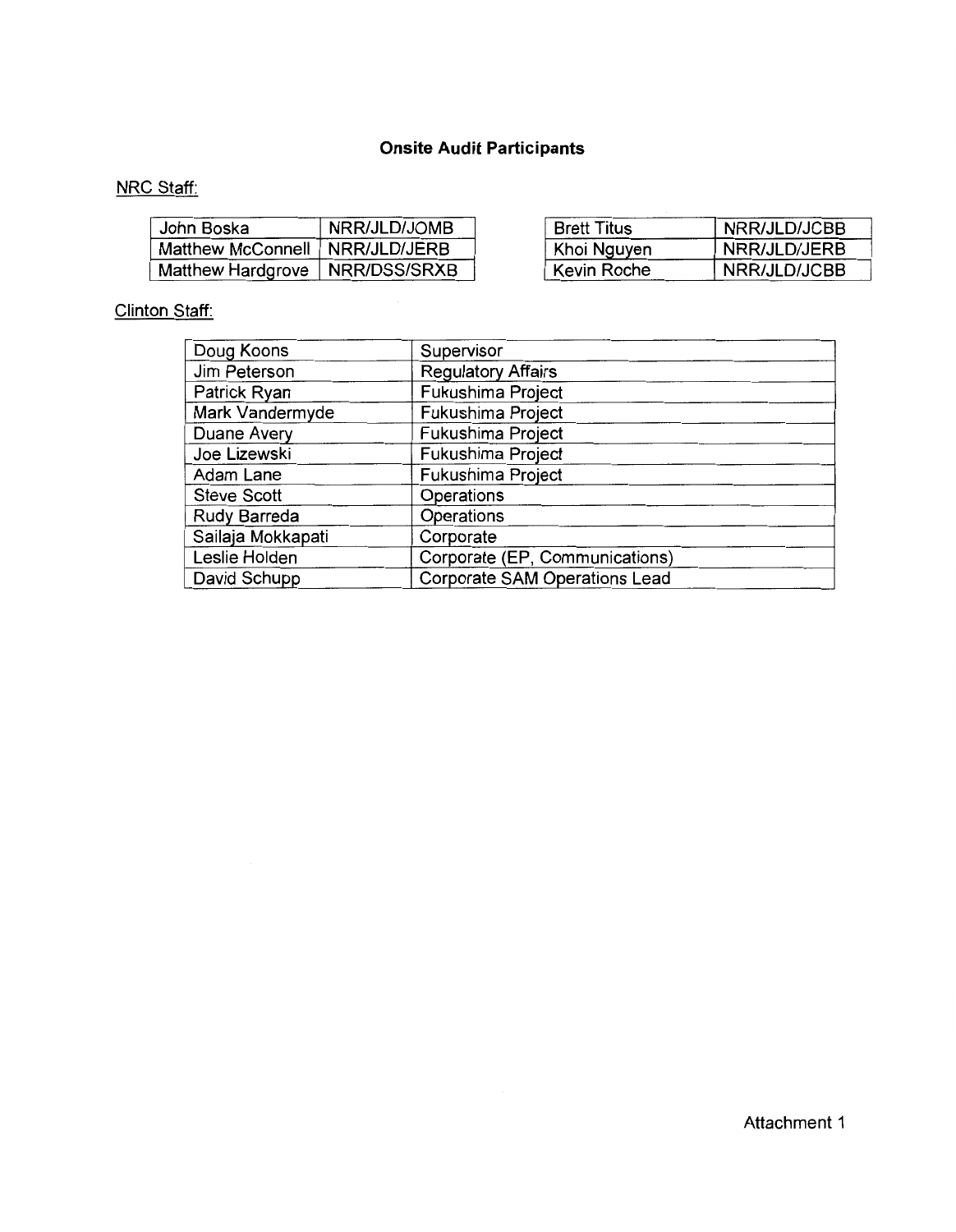# Onsite Audit Participants

NRC Staff:

| John Boska | NRR/JLD/JOMB |
|---|---|
| Matthew McConnell | NRR/JLD/JERB |
| Matthew Hardgrove | NRR/DSS/SRXB |

| Brett Titus | NRR/JLD/JCBB |
|---|---|
| Khoi Nguyen | NRR/JLD/JERB |
| Kevin Roche | NRR/JLD/JCBB |

Clinton Staff:

| Doug Koons | Supervisor |
|---|---|
| Jim Peterson | Regulatory Affairs |
| Patrick Ryan | Fukushima Project |
| Mark Vandermyde | Fukushima Project |
| Duane Avery | Fukushima Project |
| Joe Lizewski | Fukushima Project |
| Adam Lane | Fukushima Project |
| Steve Scott | Operations |
| Rudy Barreda | Operations |
| Sailaja Mokkapati | Corporate |
| Leslie Holden | Corporate (EP, Communications) |
| David Schupp | Corporate SAM Operations Lead |

Attachment 1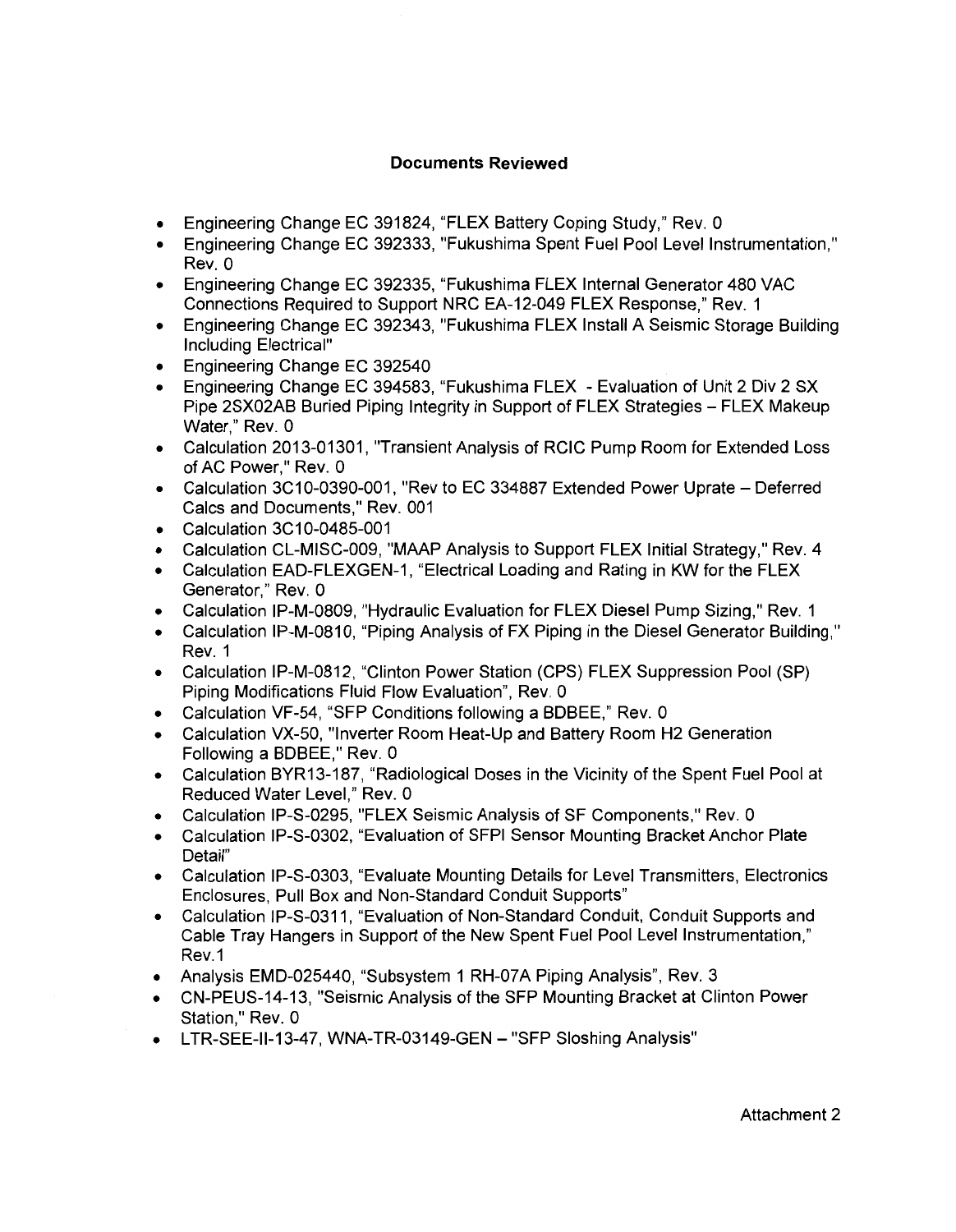## Documents Reviewed

- Engineering Change EC 391824, "FLEX Battery Coping Study," Rev. 0
- Engineering Change EC 392333, "Fukushima Spent Fuel Pool Level Instrumentation," Rev. 0
- Engineering Change EC 392335, "Fukushima FLEX Internal Generator 480 VAC Connections Required to Support NRC EA-12-049 FLEX Response," Rev. 1
- Engineering Change EC 392343, "Fukushima FLEX Install A Seismic Storage Building Including Electrical"
- Engineering Change EC 392540
- Engineering Change EC 394583, "Fukushima FLEX - Evaluation of Unit 2 Div 2 SX Pipe 2SX02AB Buried Piping Integrity in Support of FLEX Strategies – FLEX Makeup Water," Rev. 0
- Calculation 2013-01301, "Transient Analysis of RCIC Pump Room for Extended Loss of AC Power," Rev. 0
- Calculation 3C10-0390-001, "Rev to EC 334887 Extended Power Uprate – Deferred Calcs and Documents," Rev. 001
- Calculation 3C10-0485-001
- Calculation CL-MISC-009, "MAAP Analysis to Support FLEX Initial Strategy," Rev. 4
- Calculation EAD-FLEXGEN-1, "Electrical Loading and Rating in KW for the FLEX Generator," Rev. 0
- Calculation IP-M-0809, "Hydraulic Evaluation for FLEX Diesel Pump Sizing," Rev. 1
- Calculation IP-M-0810, "Piping Analysis of FX Piping in the Diesel Generator Building," Rev. 1
- Calculation IP-M-0812, "Clinton Power Station (CPS) FLEX Suppression Pool (SP) Piping Modifications Fluid Flow Evaluation", Rev. 0
- Calculation VF-54, "SFP Conditions following a BDBEE," Rev. 0
- Calculation VX-50, "Inverter Room Heat-Up and Battery Room H2 Generation Following a BDBEE," Rev. 0
- Calculation BYR13-187, "Radiological Doses in the Vicinity of the Spent Fuel Pool at Reduced Water Level," Rev. 0
- Calculation IP-S-0295, "FLEX Seismic Analysis of SF Components," Rev. 0
- Calculation IP-S-0302, "Evaluation of SFPI Sensor Mounting Bracket Anchor Plate Detail"
- Calculation IP-S-0303, "Evaluate Mounting Details for Level Transmitters, Electronics Enclosures, Pull Box and Non-Standard Conduit Supports"
- Calculation IP-S-0311, "Evaluation of Non-Standard Conduit, Conduit Supports and Cable Tray Hangers in Support of the New Spent Fuel Pool Level Instrumentation," Rev.1
- Analysis EMD-025440, "Subsystem 1 RH-07A Piping Analysis", Rev. 3
- CN-PEUS-14-13, "Seismic Analysis of the SFP Mounting Bracket at Clinton Power Station," Rev. 0
- LTR-SEE-II-13-47, WNA-TR-03149-GEN – "SFP Sloshing Analysis"

Attachment 2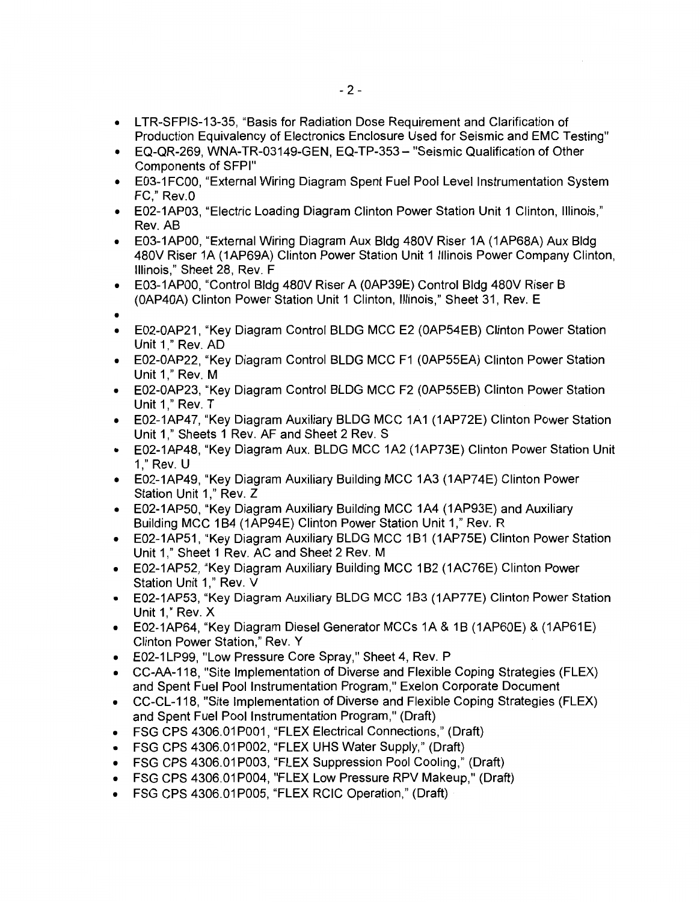- LTR-SFPIS-13-35, "Basis for Radiation Dose Requirement and Clarification of Production Equivalency of Electronics Enclosure Used for Seismic and EMC Testing"
- EQ-QR-269, WNA-TR-03149-GEN, EQ-TP-353 – "Seismic Qualification of Other Components of SFPI"
- E03-1FC00, "External Wiring Diagram Spent Fuel Pool Level Instrumentation System FC," Rev.0
- E02-1AP03, "Electric Loading Diagram Clinton Power Station Unit 1 Clinton, Illinois," Rev. AB
- E03-1AP00, "External Wiring Diagram Aux Bldg 480V Riser 1A (1AP68A) Aux Bldg 480V Riser 1A (1AP69A) Clinton Power Station Unit 1 Illinois Power Company Clinton, Illinois," Sheet 28, Rev. F
- E03-1AP00, "Control Bldg 480V Riser A (0AP39E) Control Bldg 480V Riser B (0AP40A) Clinton Power Station Unit 1 Clinton, Illinois," Sheet 31, Rev. E
- 
- E02-0AP21, "Key Diagram Control BLDG MCC E2 (0AP54EB) Clinton Power Station Unit 1," Rev. AD
- E02-0AP22, "Key Diagram Control BLDG MCC F1 (0AP55EA) Clinton Power Station Unit 1," Rev. M
- E02-0AP23, "Key Diagram Control BLDG MCC F2 (0AP55EB) Clinton Power Station Unit 1," Rev. T
- E02-1AP47, "Key Diagram Auxiliary BLDG MCC 1A1 (1AP72E) Clinton Power Station Unit 1," Sheets 1 Rev. AF and Sheet 2 Rev. S
- E02-1AP48, "Key Diagram Aux. BLDG MCC 1A2 (1AP73E) Clinton Power Station Unit 1," Rev. U
- E02-1AP49, "Key Diagram Auxiliary Building MCC 1A3 (1AP74E) Clinton Power Station Unit 1," Rev. Z
- E02-1AP50, "Key Diagram Auxiliary Building MCC 1A4 (1AP93E) and Auxiliary Building MCC 1B4 (1AP94E) Clinton Power Station Unit 1," Rev. R
- E02-1AP51, "Key Diagram Auxiliary BLDG MCC 1B1 (1AP75E) Clinton Power Station Unit 1," Sheet 1 Rev. AC and Sheet 2 Rev. M
- E02-1AP52, "Key Diagram Auxiliary Building MCC 1B2 (1AC76E) Clinton Power Station Unit 1," Rev. V
- E02-1AP53, "Key Diagram Auxiliary BLDG MCC 1B3 (1AP77E) Clinton Power Station Unit 1," Rev. X
- E02-1AP64, "Key Diagram Diesel Generator MCCs 1A & 1B (1AP60E) & (1AP61E) Clinton Power Station," Rev. Y
- E02-1LP99, "Low Pressure Core Spray," Sheet 4, Rev. P
- CC-AA-118, "Site Implementation of Diverse and Flexible Coping Strategies (FLEX) and Spent Fuel Pool Instrumentation Program," Exelon Corporate Document
- CC-CL-118, "Site Implementation of Diverse and Flexible Coping Strategies (FLEX) and Spent Fuel Pool Instrumentation Program," (Draft)
- FSG CPS 4306.01P001, "FLEX Electrical Connections," (Draft)
- FSG CPS 4306.01P002, "FLEX UHS Water Supply," (Draft)
- FSG CPS 4306.01P003, "FLEX Suppression Pool Cooling," (Draft)
- FSG CPS 4306.01P004, "FLEX Low Pressure RPV Makeup," (Draft)
- FSG CPS 4306.01P005, "FLEX RCIC Operation," (Draft)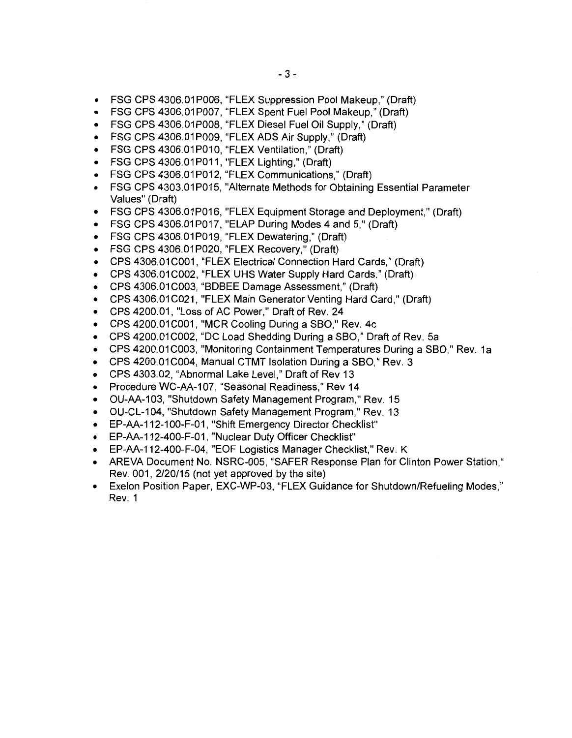- FSG CPS 4306.01P006, "FLEX Suppression Pool Makeup," (Draft)
- FSG CPS 4306.01P007, "FLEX Spent Fuel Pool Makeup," (Draft)
- FSG CPS 4306.01P008, "FLEX Diesel Fuel Oil Supply," (Draft)
- FSG CPS 4306.01P009, "FLEX ADS Air Supply," (Draft)
- FSG CPS 4306.01P010, "FLEX Ventilation," (Draft)
- FSG CPS 4306.01P011, "FLEX Lighting," (Draft)
- FSG CPS 4306.01P012, "FLEX Communications," (Draft)
- FSG CPS 4303.01P015, "Alternate Methods for Obtaining Essential Parameter Values" (Draft)
- FSG CPS 4306.01P016, "FLEX Equipment Storage and Deployment," (Draft)
- FSG CPS 4306.01P017, "ELAP During Modes 4 and 5," (Draft)
- FSG CPS 4306.01P019, "FLEX Dewatering," (Draft)
- FSG CPS 4306.01P020, "FLEX Recovery," (Draft)
- CPS 4306.01C001, "FLEX Electrical Connection Hard Cards," (Draft)
- CPS 4306.01C002, "FLEX UHS Water Supply Hard Cards," (Draft)
- CPS 4306.01C003, "BDBEE Damage Assessment," (Draft)
- CPS 4306.01C021, "FLEX Main Generator Venting Hard Card," (Draft)
- CPS 4200.01, "Loss of AC Power," Draft of Rev. 24
- CPS 4200.01C001, "MCR Cooling During a SBO," Rev. 4c
- CPS 4200.01C002, "DC Load Shedding During a SBO," Draft of Rev. 5a
- CPS 4200.01C003, "Monitoring Containment Temperatures During a SBO," Rev. 1a
- CPS 4200.01C004, Manual CTMT Isolation During a SBO," Rev. 3
- CPS 4303.02, "Abnormal Lake Level," Draft of Rev 13
- Procedure WC-AA-107, "Seasonal Readiness," Rev 14
- OU-AA-103, "Shutdown Safety Management Program," Rev. 15
- OU-CL-104, "Shutdown Safety Management Program," Rev. 13
- EP-AA-112-100-F-01, "Shift Emergency Director Checklist"
- EP-AA-112-400-F-01, "Nuclear Duty Officer Checklist"
- EP-AA-112-400-F-04, "EOF Logistics Manager Checklist," Rev. K
- AREVA Document No. NSRC-005, "SAFER Response Plan for Clinton Power Station," Rev. 001, 2/20/15 (not yet approved by the site)
- Exelon Position Paper, EXC-WP-03, "FLEX Guidance for Shutdown/Refueling Modes," Rev. 1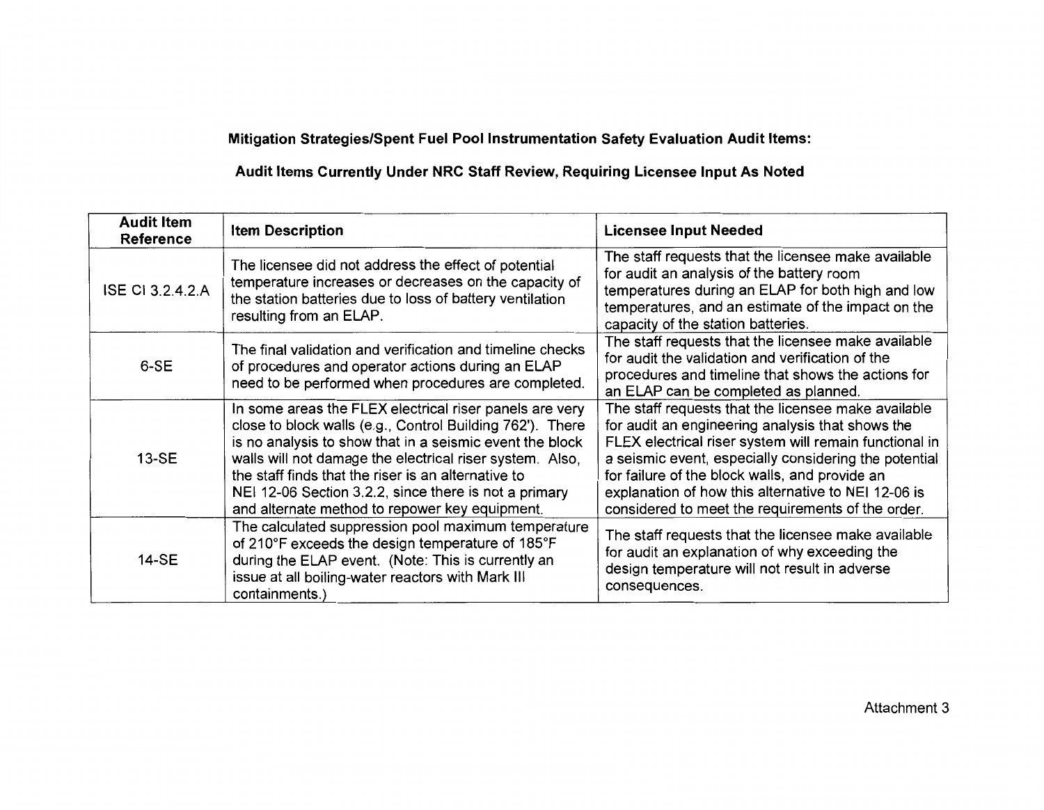**Mitigation Strategies/Spent Fuel Pool Instrumentation Safety Evaluation Audit Items:**

**Audit Items Currently Under NRC Staff Review, Requiring Licensee Input As Noted**

| Audit Item Reference | Item Description | Licensee Input Needed |
|---|---|---|
| ISE CI 3.2.4.2.A | The licensee did not address the effect of potential temperature increases or decreases on the capacity of the station batteries due to loss of battery ventilation resulting from an ELAP. | The staff requests that the licensee make available for audit an analysis of the battery room temperatures during an ELAP for both high and low temperatures, and an estimate of the impact on the capacity of the station batteries. |
| 6-SE | The final validation and verification and timeline checks of procedures and operator actions during an ELAP need to be performed when procedures are completed. | The staff requests that the licensee make available for audit the validation and verification of the procedures and timeline that shows the actions for an ELAP can be completed as planned. |
| 13-SE | In some areas the FLEX electrical riser panels are very close to block walls (e.g., Control Building 762'). There is no analysis to show that in a seismic event the block walls will not damage the electrical riser system. Also, the staff finds that the riser is an alternative to NEI 12-06 Section 3.2.2, since there is not a primary and alternate method to repower key equipment. | The staff requests that the licensee make available for audit an engineering analysis that shows the FLEX electrical riser system will remain functional in a seismic event, especially considering the potential for failure of the block walls, and provide an explanation of how this alternative to NEI 12-06 is considered to meet the requirements of the order. |
| 14-SE | The calculated suppression pool maximum temperature of 210°F exceeds the design temperature of 185°F during the ELAP event. (Note: This is currently an issue at all boiling-water reactors with Mark III containments.) | The staff requests that the licensee make available for audit an explanation of why exceeding the design temperature will not result in adverse consequences. |

Attachment 3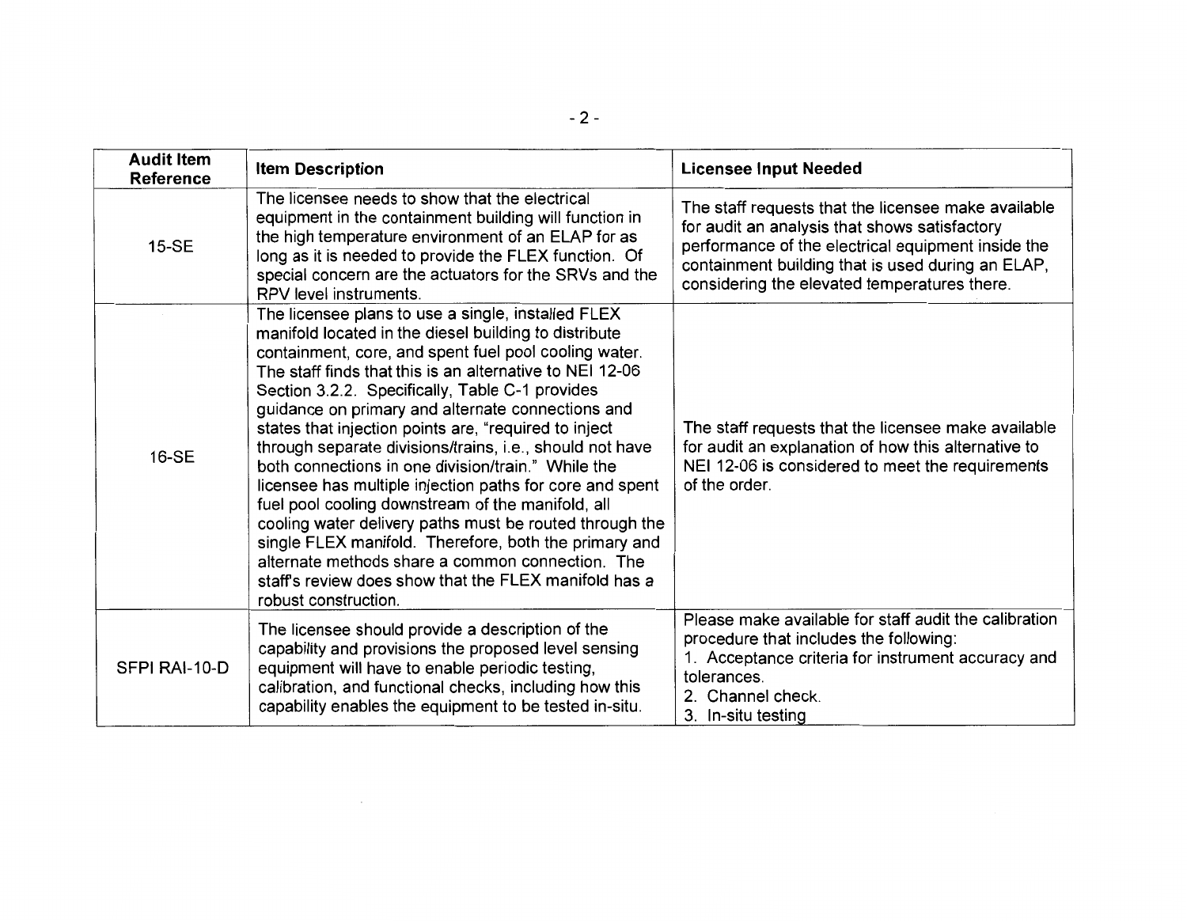| Audit Item Reference | Item Description | Licensee Input Needed |
|---|---|---|
| 15-SE | The licensee needs to show that the electrical equipment in the containment building will function in the high temperature environment of an ELAP for as long as it is needed to provide the FLEX function. Of special concern are the actuators for the SRVs and the RPV level instruments. | The staff requests that the licensee make available for audit an analysis that shows satisfactory performance of the electrical equipment inside the containment building that is used during an ELAP, considering the elevated temperatures there. |
| 16-SE | The licensee plans to use a single, installed FLEX manifold located in the diesel building to distribute containment, core, and spent fuel pool cooling water. The staff finds that this is an alternative to NEI 12-06 Section 3.2.2. Specifically, Table C-1 provides guidance on primary and alternate connections and states that injection points are, "required to inject through separate divisions/trains, i.e., should not have both connections in one division/train." While the licensee has multiple injection paths for core and spent fuel pool cooling downstream of the manifold, all cooling water delivery paths must be routed through the single FLEX manifold. Therefore, both the primary and alternate methods share a common connection. The staff's review does show that the FLEX manifold has a robust construction. | The staff requests that the licensee make available for audit an explanation of how this alternative to NEI 12-06 is considered to meet the requirements of the order. |
| SFPI RAI-10-D | The licensee should provide a description of the capability and provisions the proposed level sensing equipment will have to enable periodic testing, calibration, and functional checks, including how this capability enables the equipment to be tested in-situ. | Please make available for staff audit the calibration procedure that includes the following:<br>1. Acceptance criteria for instrument accuracy and tolerances.<br>2. Channel check.<br>3. In-situ testing |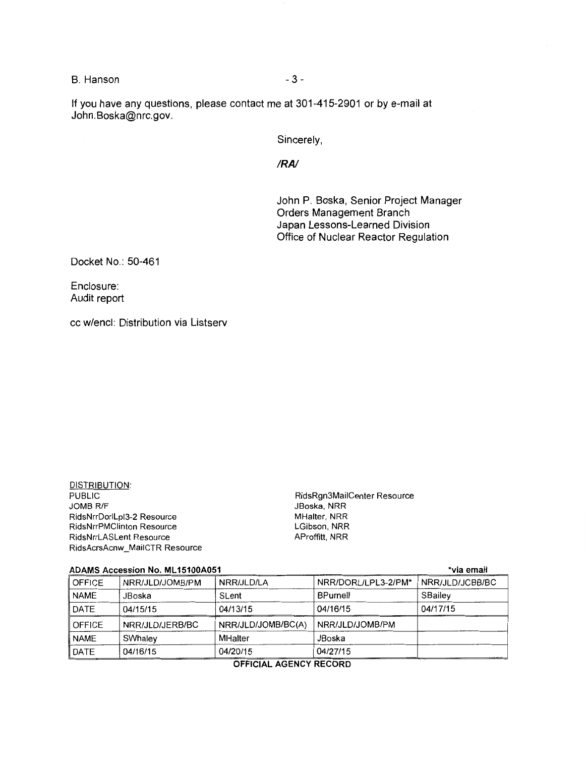B. Hanson

If you have any questions, please contact me at 301-415-2901 or by e-mail at John.Boska@nrc.gov.

Sincerely,

***/RA/***

John P. Boska, Senior Project Manager
Orders Management Branch
Japan Lessons-Learned Division
Office of Nuclear Reactor Regulation

Docket No.: 50-461

Enclosure:
Audit report

cc w/encl: Distribution via Listserv

DISTRIBUTION:
PUBLIC
JOMB R/F
RidsNrrDorlLpl3-2 Resource
RidsNrrPMClinton Resource
RidsNrrLASLent Resource
RidsAcrsAcnw_MailCTR Resource
RidsRgn3MailCenter Resource
JBoska, NRR
MHalter, NRR
LGibson, NRR
AProffitt, NRR

**ADAMS Accession No. ML15100A051** *via email

| | | | | |
|---|---|---|---|---|
| OFFICE | NRR/JLD/JOMB/PM | NRR/JLD/LA | NRR/DORL/LPL3-2/PM* | NRR/JLD/JCBB/BC |
| NAME | JBoska | SLent | BPurnell | SBailey |
| DATE | 04/15/15 | 04/13/15 | 04/16/15 | 04/17/15 |
| OFFICE | NRR/JLD/JERB/BC | NRR/JLD/JOMB/BC(A) | NRR/JLD/JOMB/PM | |
| NAME | SWhaley | MHalter | JBoska | |
| DATE | 04/16/15 | 04/20/15 | 04/27/15 | |

**OFFICIAL AGENCY RECORD**